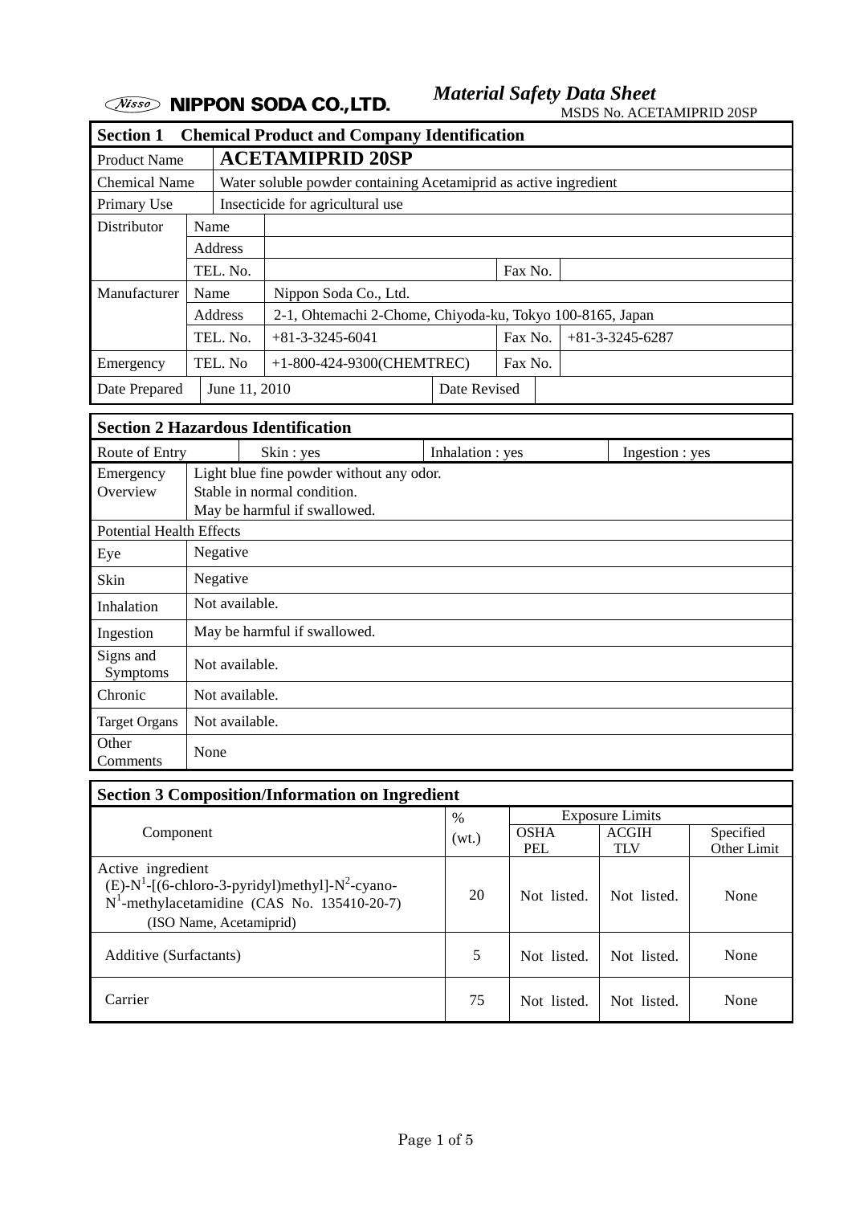Nisso NIPPON SODA CO.,LTD.

*Material Safety Data Sheet*

MSDS No. ACETAMIPRID 20SP

## Section 1 Chemical Product and Company Identification

| | | | | |
|---|---|---|---|---|
| Product Name | **ACETAMIPRID 20SP** | | | |
| Chemical Name | Water soluble powder containing Acetamiprid as active ingredient | | | |
| Primary Use | Insecticide for agricultural use | | | |
| Distributor | Name | | | |
| | Address | | | |
| | TEL. No. | | Fax No. | |
| Manufacturer | Name | Nippon Soda Co., Ltd. | | |
| | Address | 2-1, Ohtemachi 2-Chome, Chiyoda-ku, Tokyo 100-8165, Japan | | |
| | TEL. No. | +81-3-3245-6041 | Fax No. | +81-3-3245-6287 |
| Emergency | TEL. No | +1-800-424-9300(CHEMTREC) | Fax No. | |
| Date Prepared | June 11, 2010 | | Date Revised | |

## Section 2 Hazardous Identification

| | | | |
|---|---|---|---|
| Route of Entry | Skin : yes | Inhalation : yes | Ingestion : yes |
| Emergency Overview | Light blue fine powder without any odor.<br>Stable in normal condition.<br>May be harmful if swallowed. | | |
| Potential Health Effects | | | |
| Eye | Negative | | |
| Skin | Negative | | |
| Inhalation | Not available. | | |
| Ingestion | May be harmful if swallowed. | | |
| Signs and Symptoms | Not available. | | |
| Chronic | Not available. | | |
| Target Organs | Not available. | | |
| Other Comments | None | | |

## Section 3 Composition/Information on Ingredient

| Component | % (wt.) | Exposure Limits | | |
|---|---|---|---|---|
| | | OSHA PEL | ACGIH TLV | Specified Other Limit |
| Active ingredient<br>(E)-$N^1$-[(6-chloro-3-pyridyl)methyl]-$N^2$-cyano-$N^1$-methylacetamidine (CAS No. 135410-20-7)<br>(ISO Name, Acetamiprid) | 20 | Not listed. | Not listed. | None |
| Additive (Surfactants) | 5 | Not listed. | Not listed. | None |
| Carrier | 75 | Not listed. | Not listed. | None |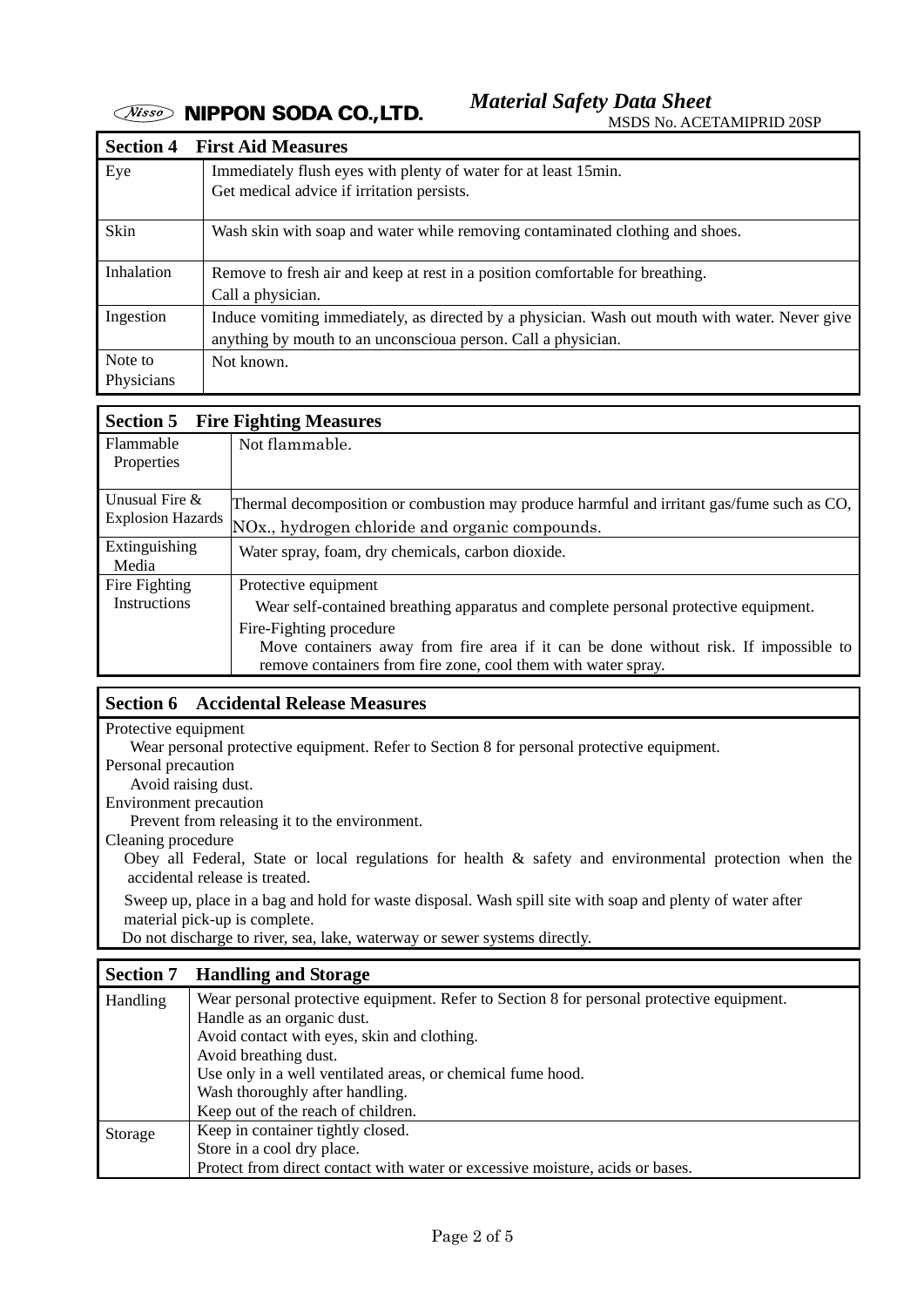## Section 4 First Aid Measures

| | |
|---|---|
| Eye | Immediately flush eyes with plenty of water for at least 15min.<br>Get medical advice if irritation persists. |
| Skin | Wash skin with soap and water while removing contaminated clothing and shoes. |
| Inhalation | Remove to fresh air and keep at rest in a position comfortable for breathing.<br>Call a physician. |
| Ingestion | Induce vomiting immediately, as directed by a physician. Wash out mouth with water. Never give anything by mouth to an unconscioua person. Call a physician. |
| Note to Physicians | Not known. |

## Section 5 Fire Fighting Measures

| | |
|---|---|
| Flammable Properties | Not flammable. |
| Unusual Fire & Explosion Hazards | Thermal decomposition or combustion may produce harmful and irritant gas/fume such as CO, NOx., hydrogen chloride and organic compounds. |
| Extinguishing Media | Water spray, foam, dry chemicals, carbon dioxide. |
| Fire Fighting Instructions | Protective equipment<br>Wear self-contained breathing apparatus and complete personal protective equipment.<br>Fire-Fighting procedure<br>Move containers away from fire area if it can be done without risk. If impossible to remove containers from fire zone, cool them with water spray. |

## Section 6 Accidental Release Measures

Protective equipment

Wear personal protective equipment. Refer to Section 8 for personal protective equipment.

Personal precaution

Avoid raising dust.

Environment precaution

Prevent from releasing it to the environment.

Cleaning procedure

Obey all Federal, State or local regulations for health & safety and environmental protection when the accidental release is treated.

Sweep up, place in a bag and hold for waste disposal. Wash spill site with soap and plenty of water after material pick-up is complete.

Do not discharge to river, sea, lake, waterway or sewer systems directly.

## Section 7 Handling and Storage

| | |
|---|---|
| Handling | Wear personal protective equipment. Refer to Section 8 for personal protective equipment.<br>Handle as an organic dust.<br>Avoid contact with eyes, skin and clothing.<br>Avoid breathing dust.<br>Use only in a well ventilated areas, or chemical fume hood.<br>Wash thoroughly after handling.<br>Keep out of the reach of children. |
| Storage | Keep in container tightly closed.<br>Store in a cool dry place.<br>Protect from direct contact with water or excessive moisture, acids or bases. |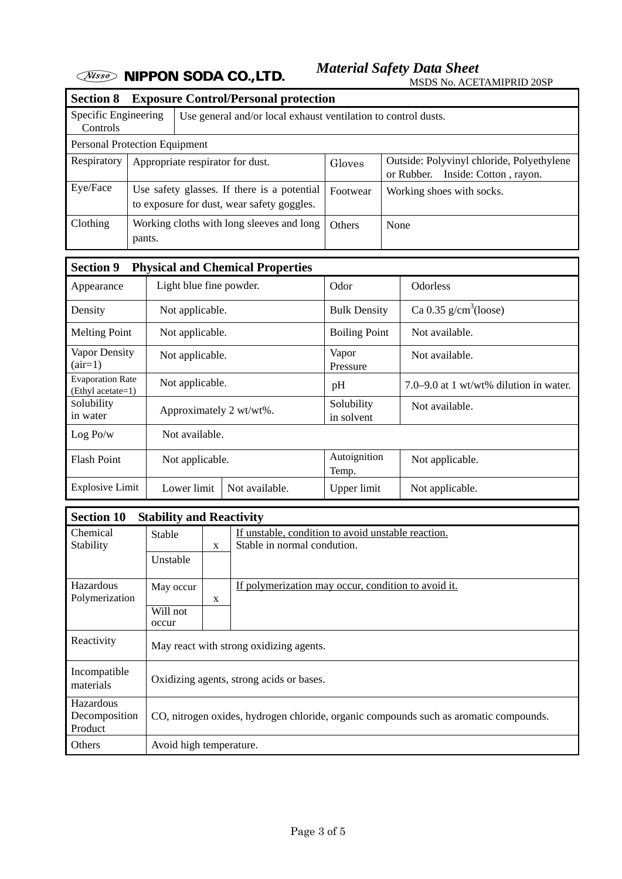## Section 8 Exposure Control/Personal protection

| | | | |
|---|---|---|---|
| Specific Engineering Controls | Use general and/or local exhaust ventilation to control dusts. | | |
| **Personal Protection Equipment** | | | |
| Respiratory | Appropriate respirator for dust. | Gloves | Outside: Polyvinyl chloride, Polyethylene or Rubber. Inside: Cotton , rayon. |
| Eye/Face | Use safety glasses. If there is a potential to exposure for dust, wear safety goggles. | Footwear | Working shoes with socks. |
| Clothing | Working cloths with long sleeves and long pants. | Others | None |

## Section 9 Physical and Chemical Properties

| | | | | |
|---|---|---|---|---|
| Appearance | Light blue fine powder. | | Odor | Odorless |
| Density | Not applicable. | | Bulk Density | Ca 0.35 g/cm$^3$(loose) |
| Melting Point | Not applicable. | | Boiling Point | Not available. |
| Vapor Density (air=1) | Not applicable. | | Vapor Pressure | Not available. |
| Evaporation Rate (Ethyl acetate=1) | Not applicable. | | pH | 7.0–9.0 at 1 wt/wt% dilution in water. |
| Solubility in water | Approximately 2 wt/wt%. | | Solubility in solvent | Not available. |
| Log Po/w | Not available. | | | |
| Flash Point | Not applicable. | | Autoignition Temp. | Not applicable. |
| Explosive Limit | Lower limit | Not available. | Upper limit | Not applicable. |

## Section 10 Stability and Reactivity

| | | | |
|---|---|---|---|
| Chemical Stability | Stable | x | If unstable, condition to avoid unstable reaction. Stable in normal condution. |
| | Unstable | | |
| Hazardous Polymerization | May occur | x | If polymerization may occur, condition to avoid it. |
| | Will not occur | | |
| Reactivity | May react with strong oxidizing agents. | | |
| Incompatible materials | Oxidizing agents, strong acids or bases. | | |
| Hazardous Decomposition Product | CO, nitrogen oxides, hydrogen chloride, organic compounds such as aromatic compounds. | | |
| Others | Avoid high temperature. | | |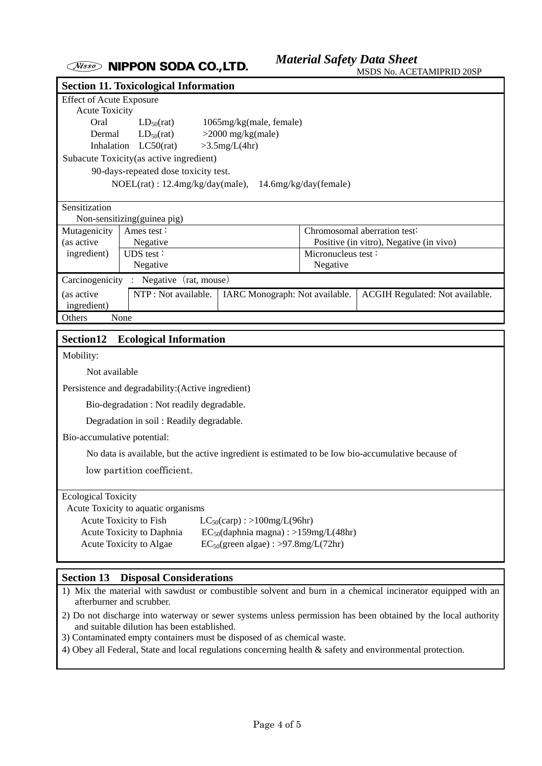## Section 11. Toxicological Information

Effect of Acute Exposure

Acute Toxicity

| | | |
|---|---|---|
| Oral | $LD_{50}$(rat) | 1065mg/kg(male, female) |
| Dermal | $LD_{50}$(rat) | >2000 mg/kg(male) |
| Inhalation | LC50(rat) | >3.5mg/L(4hr) |

Subacute Toxicity(as active ingredient)

90-days-repeated dose toxicity test.

NOEL(rat) : 12.4mg/kg/day(male), 14.6mg/kg/day(female)

Sensitization

Non-sensitizing(guinea pig)

| | | |
|---|---|---|
| Mutagenicity (as active ingredient) | Ames test : Negative | Chromosomal aberration test: Positive (in vitro), Negative (in vivo) |
| | UDS test : Negative | Micronucleus test : Negative |

Carcinogenicity : Negative (rat, mouse)

| | | | |
|---|---|---|---|
| (as active ingredient) | NTP : Not available. | IARC Monograph: Not available. | ACGIH Regulated: Not available. |

Others None

## Section12 Ecological Information

Mobility:

Not available

Persistence and degradability:(Active ingredient)

Bio-degradation : Not readily degradable.

Degradation in soil : Readily degradable.

Bio-accumulative potential:

No data is available, but the active ingredient is estimated to be low bio-accumulative because of low partition coefficient.

Ecological Toxicity

Acute Toxicity to aquatic organisms

| | |
|---|---|
| Acute Toxicity to Fish | $LC_{50}$(carp) : >100mg/L(96hr) |
| Acute Toxicity to Daphnia | $EC_{50}$(daphnia magna) : >159mg/L(48hr) |
| Acute Toxicity to Algae | $EC_{50}$(green algae) : >97.8mg/L(72hr) |

## Section 13 Disposal Considerations

1) Mix the material with sawdust or combustible solvent and burn in a chemical incinerator equipped with an afterburner and scrubber.
2) Do not discharge into waterway or sewer systems unless permission has been obtained by the local authority and suitable dilution has been established.
3) Contaminated empty containers must be disposed of as chemical waste.
4) Obey all Federal, State and local regulations concerning health & safety and environmental protection.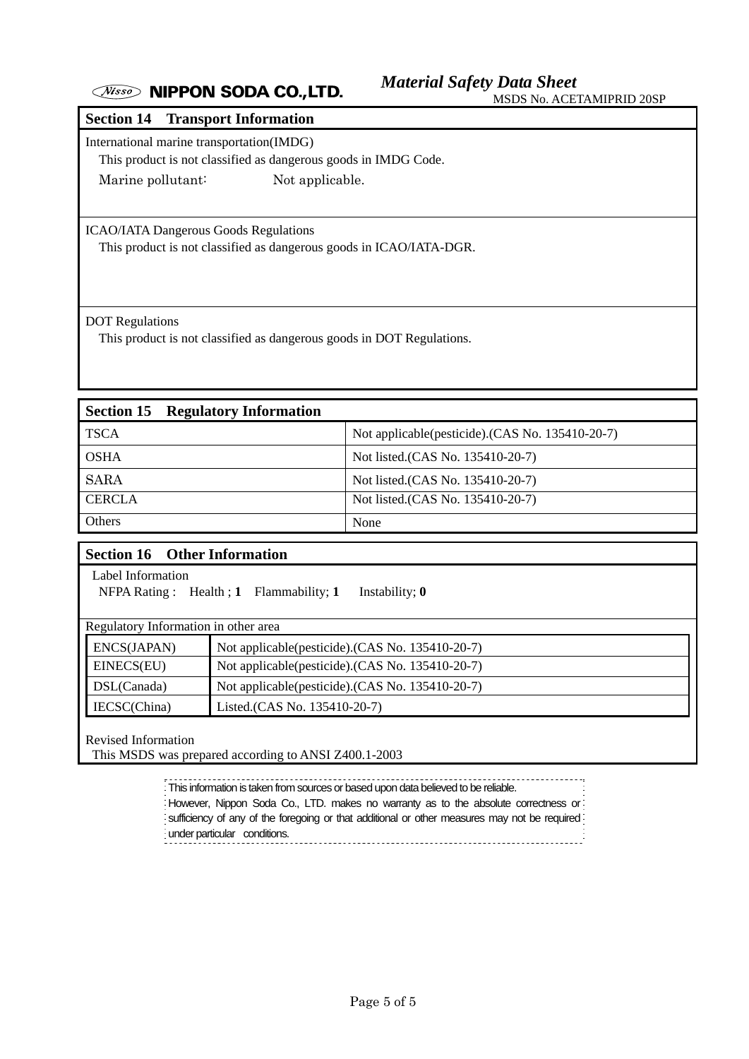## Section 14 Transport Information

International marine transportation(IMDG)

This product is not classified as dangerous goods in IMDG Code.

Marine pollutant: Not applicable.

ICAO/IATA Dangerous Goods Regulations

This product is not classified as dangerous goods in ICAO/IATA-DGR.

DOT Regulations

This product is not classified as dangerous goods in DOT Regulations.

## Section 15 Regulatory Information

| | |
|---|---|
| TSCA | Not applicable(pesticide).(CAS No. 135410-20-7) |
| OSHA | Not listed.(CAS No. 135410-20-7) |
| SARA | Not listed.(CAS No. 135410-20-7) |
| CERCLA | Not listed.(CAS No. 135410-20-7) |
| Others | None |

## Section 16 Other Information

Label Information

NFPA Rating : Health ; **1** Flammability; **1** Instability; **0**

Regulatory Information in other area

| | |
|---|---|
| ENCS(JAPAN) | Not applicable(pesticide).(CAS No. 135410-20-7) |
| EINECS(EU) | Not applicable(pesticide).(CAS No. 135410-20-7) |
| DSL(Canada) | Not applicable(pesticide).(CAS No. 135410-20-7) |
| IECSC(China) | Listed.(CAS No. 135410-20-7) |

Revised Information

This MSDS was prepared according to ANSI Z400.1-2003

This information is taken from sources or based upon data believed to be reliable. However, Nippon Soda Co., LTD. makes no warranty as to the absolute correctness or sufficiency of any of the foregoing or that additional or other measures may not be required under particular conditions.